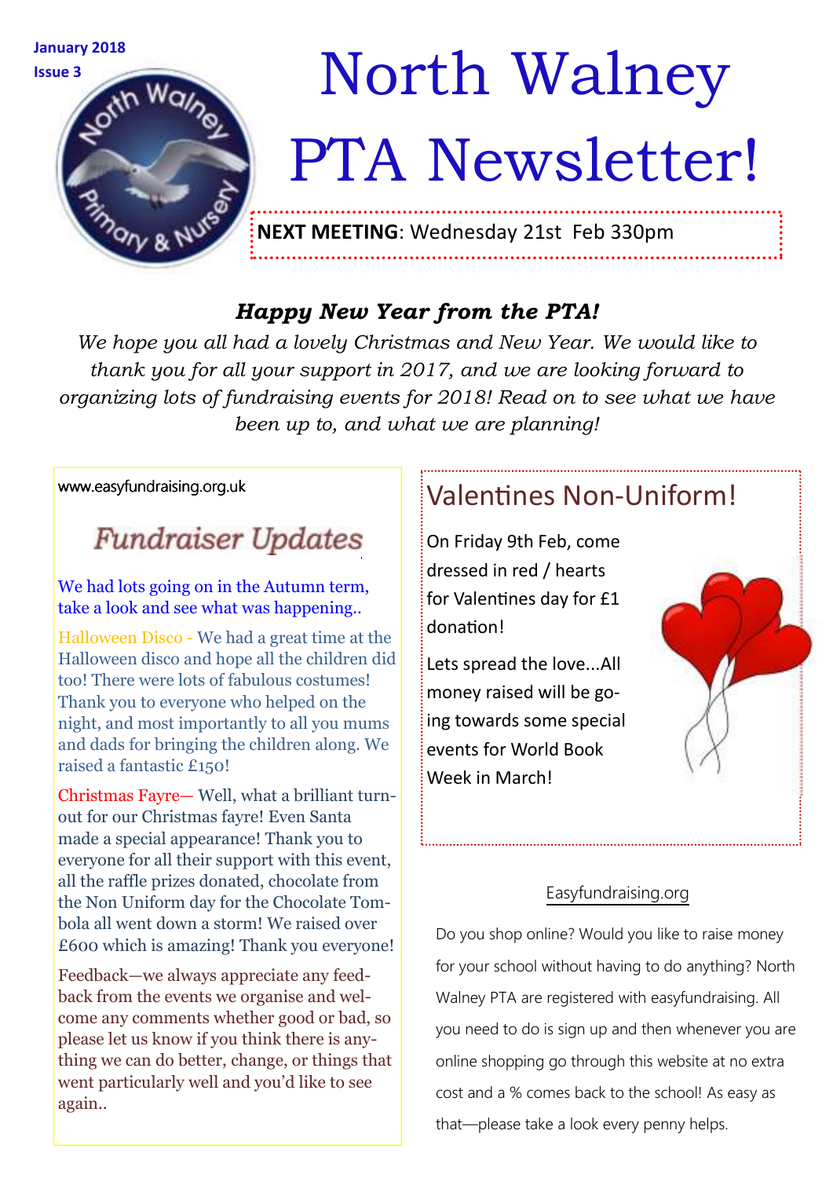January 2018

Issue 3

# North Walney PTA Newsletter!

**NEXT MEETING**: Wednesday 21st Feb 330pm

### *Happy New Year from the PTA!*

*We hope you all had a lovely Christmas and New Year. We would like to thank you for all your support in 2017, and we are looking forward to organizing lots of fundraising events for 2018! Read on to see what we have been up to, and what we are planning!*

www.easyfundraising.org.uk

## Fundraiser Updates

We had lots going on in the Autumn term, take a look and see what was happening..

Halloween Disco - We had a great time at the Halloween disco and hope all the children did too! There were lots of fabulous costumes! Thank you to everyone who helped on the night, and most importantly to all you mums and dads for bringing the children along. We raised a fantastic £150!

Christmas Fayre— Well, what a brilliant turnout for our Christmas fayre! Even Santa made a special appearance! Thank you to everyone for all their support with this event, all the raffle prizes donated, chocolate from the Non Uniform day for the Chocolate Tombola all went down a storm! We raised over £600 which is amazing! Thank you everyone!

Feedback—we always appreciate any feedback from the events we organise and welcome any comments whether good or bad, so please let us know if you think there is anything we can do better, change, or things that went particularly well and you'd like to see again..

## Valentines Non-Uniform!

On Friday 9th Feb, come dressed in red / hearts for Valentines day for £1 donation!

Lets spread the love...All money raised will be going towards some special events for World Book Week in March!

### Easyfundraising.org

Do you shop online? Would you like to raise money for your school without having to do anything? North Walney PTA are registered with easyfundraising. All you need to do is sign up and then whenever you are online shopping go through this website at no extra cost and a % comes back to the school! As easy as that—please take a look every penny helps.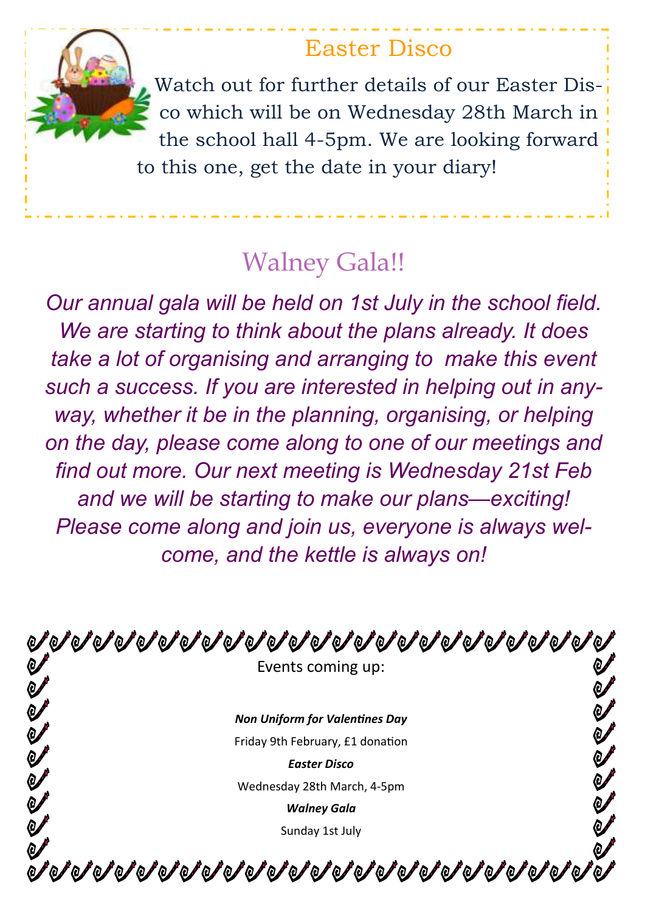## Easter Disco

Watch out for further details of our Easter Disco which will be on Wednesday 28th March in the school hall 4-5pm. We are looking forward to this one, get the date in your diary!

## Walney Gala!!

*Our annual gala will be held on 1st July in the school field. We are starting to think about the plans already. It does take a lot of organising and arranging to make this event such a success. If you are interested in helping out in anyway, whether it be in the planning, organising, or helping on the day, please come along to one of our meetings and find out more. Our next meeting is Wednesday 21st Feb and we will be starting to make our plans—exciting! Please come along and join us, everyone is always welcome, and the kettle is always on!*

Events coming up:

***Non Uniform for Valentines Day***

Friday 9th February, £1 donation

***Easter Disco***

Wednesday 28th March, 4-5pm

***Walney Gala***

Sunday 1st July